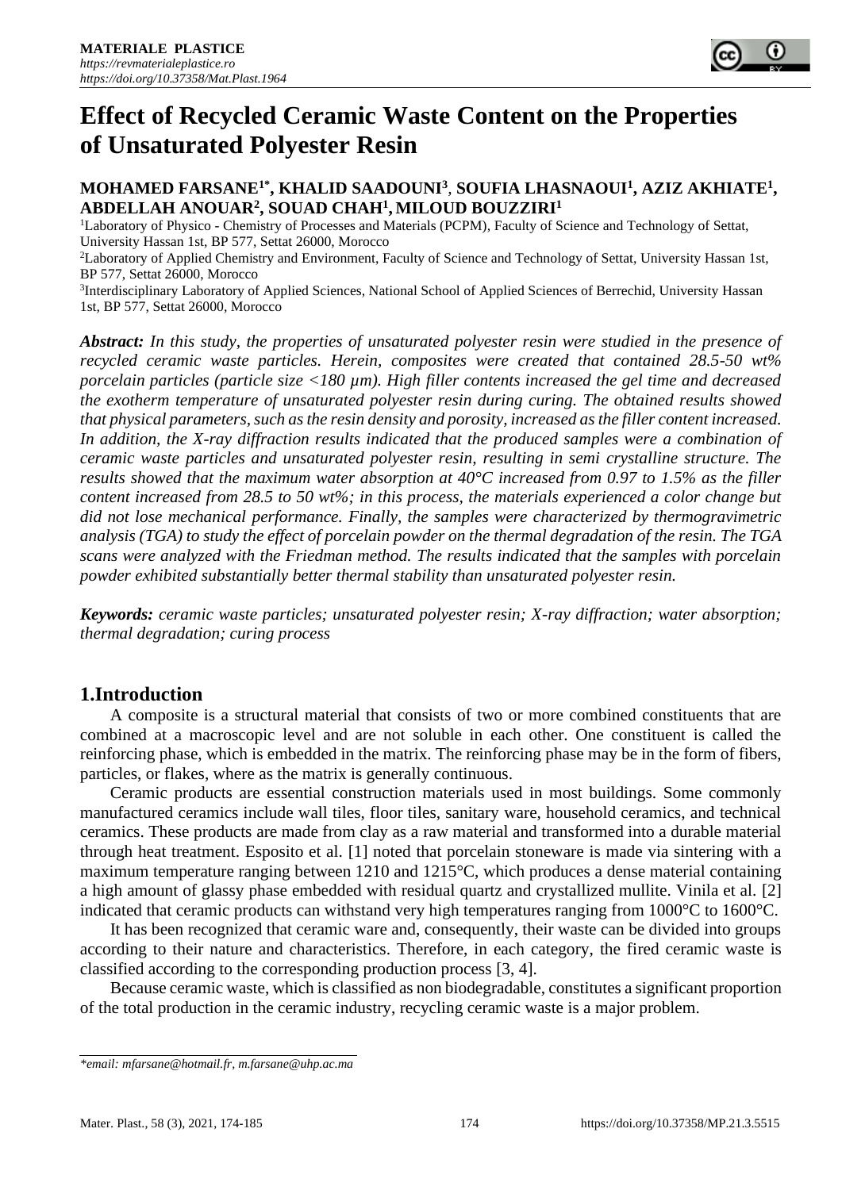# Effect of Recycled Ceramic Waste Content on the Properties of Unsaturated Polyester Resin

**MOHAMED FARSANE[1*], KHALID SAADOUNI[3], SOUFIA LHASNAOUI[1], AZIZ AKHIATE[1], ABDELLAH ANOUAR[2], SOUAD CHAH[1], MILOUD BOUZZIRI[1]**

[1]Laboratory of Physico - Chemistry of Processes and Materials (PCPM), Faculty of Science and Technology of Settat, University Hassan 1st, BP 577, Settat 26000, Morocco

[2]Laboratory of Applied Chemistry and Environment, Faculty of Science and Technology of Settat, University Hassan 1st, BP 577, Settat 26000, Morocco

[3]Interdisciplinary Laboratory of Applied Sciences, National School of Applied Sciences of Berrechid, University Hassan 1st, BP 577, Settat 26000, Morocco

***Abstract:*** *In this study, the properties of unsaturated polyester resin were studied in the presence of recycled ceramic waste particles. Herein, composites were created that contained 28.5-50 wt% porcelain particles (particle size <180 µm). High filler contents increased the gel time and decreased the exotherm temperature of unsaturated polyester resin during curing. The obtained results showed that physical parameters, such as the resin density and porosity, increased as the filler content increased. In addition, the X-ray diffraction results indicated that the produced samples were a combination of ceramic waste particles and unsaturated polyester resin, resulting in semi crystalline structure. The results showed that the maximum water absorption at 40°C increased from 0.97 to 1.5% as the filler content increased from 28.5 to 50 wt%; in this process, the materials experienced a color change but did not lose mechanical performance. Finally, the samples were characterized by thermogravimetric analysis (TGA) to study the effect of porcelain powder on the thermal degradation of the resin. The TGA scans were analyzed with the Friedman method. The results indicated that the samples with porcelain powder exhibited substantially better thermal stability than unsaturated polyester resin.*

***Keywords:*** *ceramic waste particles; unsaturated polyester resin; X-ray diffraction; water absorption; thermal degradation; curing process*

## 1.Introduction

A composite is a structural material that consists of two or more combined constituents that are combined at a macroscopic level and are not soluble in each other. One constituent is called the reinforcing phase, which is embedded in the matrix. The reinforcing phase may be in the form of fibers, particles, or flakes, where as the matrix is generally continuous.

Ceramic products are essential construction materials used in most buildings. Some commonly manufactured ceramics include wall tiles, floor tiles, sanitary ware, household ceramics, and technical ceramics. These products are made from clay as a raw material and transformed into a durable material through heat treatment. Esposito et al. [1] noted that porcelain stoneware is made via sintering with a maximum temperature ranging between 1210 and 1215°C, which produces a dense material containing a high amount of glassy phase embedded with residual quartz and crystallized mullite. Vinila et al. [2] indicated that ceramic products can withstand very high temperatures ranging from 1000°C to 1600°C.

It has been recognized that ceramic ware and, consequently, their waste can be divided into groups according to their nature and characteristics. Therefore, in each category, the fired ceramic waste is classified according to the corresponding production process [3, 4].

Because ceramic waste, which is classified as non biodegradable, constitutes a significant proportion of the total production in the ceramic industry, recycling ceramic waste is a major problem.

---

**email: mfarsane@hotmail.fr, m.farsane@uhp.ac.ma*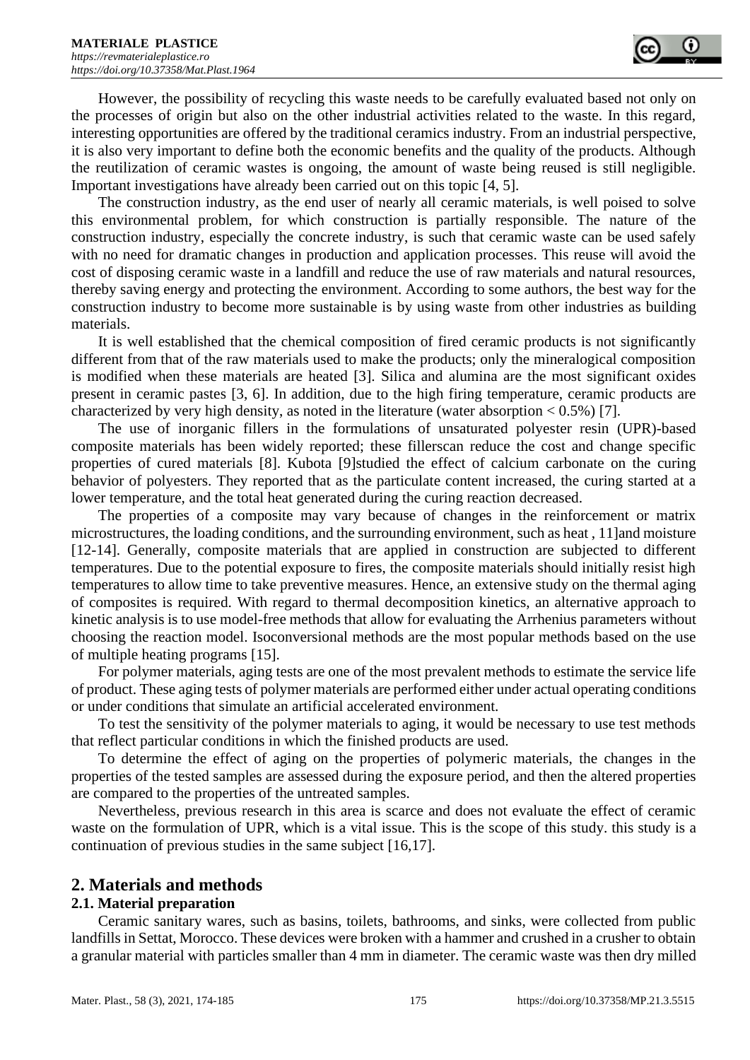However, the possibility of recycling this waste needs to be carefully evaluated based not only on the processes of origin but also on the other industrial activities related to the waste. In this regard, interesting opportunities are offered by the traditional ceramics industry. From an industrial perspective, it is also very important to define both the economic benefits and the quality of the products. Although the reutilization of ceramic wastes is ongoing, the amount of waste being reused is still negligible. Important investigations have already been carried out on this topic [4, 5].

The construction industry, as the end user of nearly all ceramic materials, is well poised to solve this environmental problem, for which construction is partially responsible. The nature of the construction industry, especially the concrete industry, is such that ceramic waste can be used safely with no need for dramatic changes in production and application processes. This reuse will avoid the cost of disposing ceramic waste in a landfill and reduce the use of raw materials and natural resources, thereby saving energy and protecting the environment. According to some authors, the best way for the construction industry to become more sustainable is by using waste from other industries as building materials.

It is well established that the chemical composition of fired ceramic products is not significantly different from that of the raw materials used to make the products; only the mineralogical composition is modified when these materials are heated [3]. Silica and alumina are the most significant oxides present in ceramic pastes [3, 6]. In addition, due to the high firing temperature, ceramic products are characterized by very high density, as noted in the literature (water absorption < 0.5%) [7].

The use of inorganic fillers in the formulations of unsaturated polyester resin (UPR)-based composite materials has been widely reported; these fillerscan reduce the cost and change specific properties of cured materials [8]. Kubota [9]studied the effect of calcium carbonate on the curing behavior of polyesters. They reported that as the particulate content increased, the curing started at a lower temperature, and the total heat generated during the curing reaction decreased.

The properties of a composite may vary because of changes in the reinforcement or matrix microstructures, the loading conditions, and the surrounding environment, such as heat , 11]and moisture [12-14]. Generally, composite materials that are applied in construction are subjected to different temperatures. Due to the potential exposure to fires, the composite materials should initially resist high temperatures to allow time to take preventive measures. Hence, an extensive study on the thermal aging of composites is required. With regard to thermal decomposition kinetics, an alternative approach to kinetic analysis is to use model-free methods that allow for evaluating the Arrhenius parameters without choosing the reaction model. Isoconversional methods are the most popular methods based on the use of multiple heating programs [15].

For polymer materials, aging tests are one of the most prevalent methods to estimate the service life of product. These aging tests of polymer materials are performed either under actual operating conditions or under conditions that simulate an artificial accelerated environment.

To test the sensitivity of the polymer materials to aging, it would be necessary to use test methods that reflect particular conditions in which the finished products are used.

To determine the effect of aging on the properties of polymeric materials, the changes in the properties of the tested samples are assessed during the exposure period, and then the altered properties are compared to the properties of the untreated samples.

Nevertheless, previous research in this area is scarce and does not evaluate the effect of ceramic waste on the formulation of UPR, which is a vital issue. This is the scope of this study. this study is a continuation of previous studies in the same subject [16,17].

## 2. Materials and methods

### 2.1. Material preparation

Ceramic sanitary wares, such as basins, toilets, bathrooms, and sinks, were collected from public landfills in Settat, Morocco. These devices were broken with a hammer and crushed in a crusher to obtain a granular material with particles smaller than 4 mm in diameter. The ceramic waste was then dry milled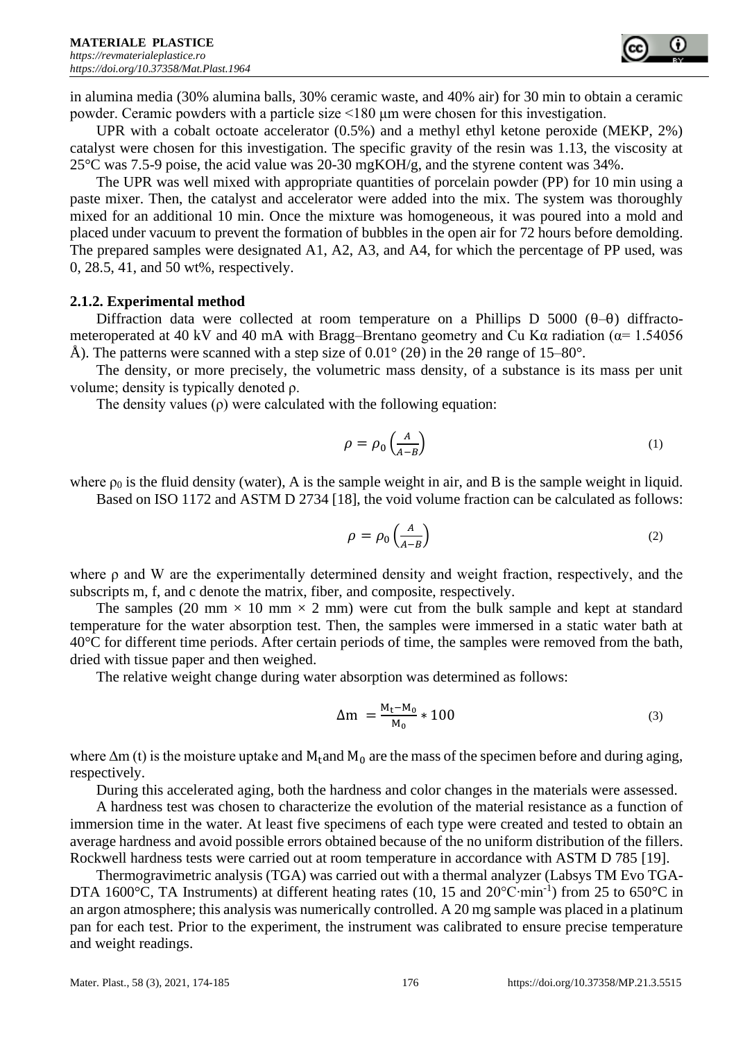in alumina media (30% alumina balls, 30% ceramic waste, and 40% air) for 30 min to obtain a ceramic powder. Ceramic powders with a particle size <180 μm were chosen for this investigation.

UPR with a cobalt octoate accelerator (0.5%) and a methyl ethyl ketone peroxide (MEKP, 2%) catalyst were chosen for this investigation. The specific gravity of the resin was 1.13, the viscosity at 25°C was 7.5-9 poise, the acid value was 20-30 mgKOH/g, and the styrene content was 34%.

The UPR was well mixed with appropriate quantities of porcelain powder (PP) for 10 min using a paste mixer. Then, the catalyst and accelerator were added into the mix. The system was thoroughly mixed for an additional 10 min. Once the mixture was homogeneous, it was poured into a mold and placed under vacuum to prevent the formation of bubbles in the open air for 72 hours before demolding. The prepared samples were designated A1, A2, A3, and A4, for which the percentage of PP used, was 0, 28.5, 41, and 50 wt%, respectively.

### 2.1.2. Experimental method

Diffraction data were collected at room temperature on a Phillips D 5000 (θ–θ) diffractometeroperated at 40 kV and 40 mA with Bragg–Brentano geometry and Cu Kα radiation (α= 1.54056 Å). The patterns were scanned with a step size of 0.01° (2θ) in the 2θ range of 15–80°.

The density, or more precisely, the volumetric mass density, of a substance is its mass per unit volume; density is typically denoted ρ.

The density values (ρ) were calculated with the following equation:

$$\rho = \rho_0 \left(\frac{A}{A-B}\right) \tag{1}$$

where $\rho_0$ is the fluid density (water), A is the sample weight in air, and B is the sample weight in liquid.

Based on ISO 1172 and ASTM D 2734 [18], the void volume fraction can be calculated as follows:

$$\rho = \rho_0 \left(\frac{A}{A-B}\right) \tag{2}$$

where ρ and W are the experimentally determined density and weight fraction, respectively, and the subscripts m, f, and c denote the matrix, fiber, and composite, respectively.

The samples (20 mm × 10 mm × 2 mm) were cut from the bulk sample and kept at standard temperature for the water absorption test. Then, the samples were immersed in a static water bath at 40°C for different time periods. After certain periods of time, the samples were removed from the bath, dried with tissue paper and then weighed.

The relative weight change during water absorption was determined as follows:

$$\Delta m = \frac{M_t - M_0}{M_0} * 100 \tag{3}$$

where Δm (t) is the moisture uptake and $M_t$ and $M_0$ are the mass of the specimen before and during aging, respectively.

During this accelerated aging, both the hardness and color changes in the materials were assessed.

A hardness test was chosen to characterize the evolution of the material resistance as a function of immersion time in the water. At least five specimens of each type were created and tested to obtain an average hardness and avoid possible errors obtained because of the no uniform distribution of the fillers. Rockwell hardness tests were carried out at room temperature in accordance with ASTM D 785 [19].

Thermogravimetric analysis (TGA) was carried out with a thermal analyzer (Labsys TM Evo TGA-DTA 1600°C, TA Instruments) at different heating rates (10, 15 and 20°C·min$^{-1}$) from 25 to 650°C in an argon atmosphere; this analysis was numerically controlled. A 20 mg sample was placed in a platinum pan for each test. Prior to the experiment, the instrument was calibrated to ensure precise temperature and weight readings.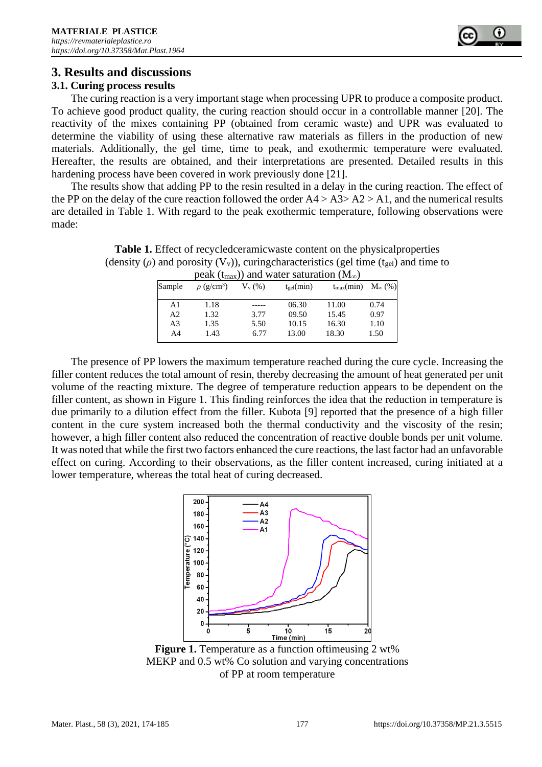## 3. Results and discussions

### 3.1. Curing process results

The curing reaction is a very important stage when processing UPR to produce a composite product. To achieve good product quality, the curing reaction should occur in a controllable manner [20]. The reactivity of the mixes containing PP (obtained from ceramic waste) and UPR was evaluated to determine the viability of using these alternative raw materials as fillers in the production of new materials. Additionally, the gel time, time to peak, and exothermic temperature were evaluated. Hereafter, the results are obtained, and their interpretations are presented. Detailed results in this hardening process have been covered in work previously done [21].

The results show that adding PP to the resin resulted in a delay in the curing reaction. The effect of the PP on the delay of the cure reaction followed the order A4 > A3> A2 > A1, and the numerical results are detailed in Table 1. With regard to the peak exothermic temperature, following observations were made:

**Table 1.** Effect of recycledceramicwaste content on the physicalproperties (density ($\rho$) and porosity ($V_v$)), curingcharacteristics (gel time ($t_{gel}$) and time to peak ($t_{max}$)) and water saturation ($M_\infty$)

| Sample | $\rho$ (g/cm$^3$) | $V_v$ (%) | $t_{gel}$(min) | $t_{max}$(min) | $M_\infty$ (%) |
|---|---|---|---|---|---|
| A1 | 1.18 | ----- | 06.30 | 11.00 | 0.74 |
| A2 | 1.32 | 3.77 | 09.50 | 15.45 | 0.97 |
| A3 | 1.35 | 5.50 | 10.15 | 16.30 | 1.10 |
| A4 | 1.43 | 6.77 | 13.00 | 18.30 | 1.50 |

The presence of PP lowers the maximum temperature reached during the cure cycle. Increasing the filler content reduces the total amount of resin, thereby decreasing the amount of heat generated per unit volume of the reacting mixture. The degree of temperature reduction appears to be dependent on the filler content, as shown in Figure 1. This finding reinforces the idea that the reduction in temperature is due primarily to a dilution effect from the filler. Kubota [9] reported that the presence of a high filler content in the cure system increased both the thermal conductivity and the viscosity of the resin; however, a high filler content also reduced the concentration of reactive double bonds per unit volume. It was noted that while the first two factors enhanced the cure reactions, the last factor had an unfavorable effect on curing. According to their observations, as the filler content increased, curing initiated at a lower temperature, whereas the total heat of curing decreased.

**Figure 1.** Temperature as a function oftimeusing 2 wt% MEKP and 0.5 wt% Co solution and varying concentrations of PP at room temperature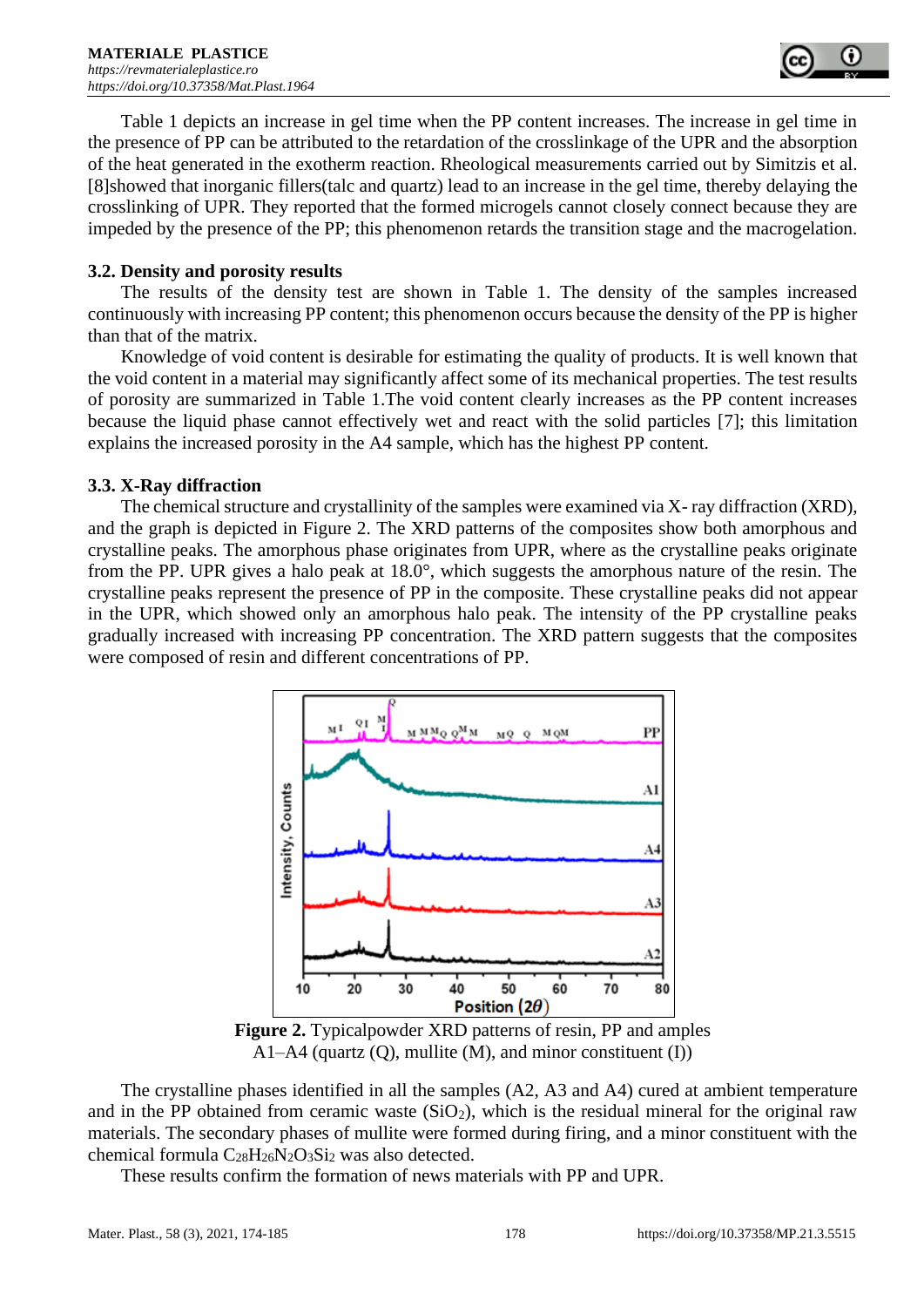Table 1 depicts an increase in gel time when the PP content increases. The increase in gel time in the presence of PP can be attributed to the retardation of the crosslinkage of the UPR and the absorption of the heat generated in the exotherm reaction. Rheological measurements carried out by Simitzis et al. [8]showed that inorganic fillers(talc and quartz) lead to an increase in the gel time, thereby delaying the crosslinking of UPR. They reported that the formed microgels cannot closely connect because they are impeded by the presence of the PP; this phenomenon retards the transition stage and the macrogelation.

### 3.2. Density and porosity results

The results of the density test are shown in Table 1. The density of the samples increased continuously with increasing PP content; this phenomenon occurs because the density of the PP is higher than that of the matrix.

Knowledge of void content is desirable for estimating the quality of products. It is well known that the void content in a material may significantly affect some of its mechanical properties. The test results of porosity are summarized in Table 1.The void content clearly increases as the PP content increases because the liquid phase cannot effectively wet and react with the solid particles [7]; this limitation explains the increased porosity in the A4 sample, which has the highest PP content.

### 3.3. X-Ray diffraction

The chemical structure and crystallinity of the samples were examined via X- ray diffraction (XRD), and the graph is depicted in Figure 2. The XRD patterns of the composites show both amorphous and crystalline peaks. The amorphous phase originates from UPR, where as the crystalline peaks originate from the PP. UPR gives a halo peak at 18.0°, which suggests the amorphous nature of the resin. The crystalline peaks represent the presence of PP in the composite. These crystalline peaks did not appear in the UPR, which showed only an amorphous halo peak. The intensity of the PP crystalline peaks gradually increased with increasing PP concentration. The XRD pattern suggests that the composites were composed of resin and different concentrations of PP.

**Figure 2.** Typicalpowder XRD patterns of resin, PP and amples A1–A4 (quartz (Q), mullite (M), and minor constituent (I))

The crystalline phases identified in all the samples (A2, A3 and A4) cured at ambient temperature and in the PP obtained from ceramic waste ($SiO_2$), which is the residual mineral for the original raw materials. The secondary phases of mullite were formed during firing, and a minor constituent with the chemical formula $C_{28}H_{26}N_2O_3Si_2$ was also detected.

These results confirm the formation of news materials with PP and UPR.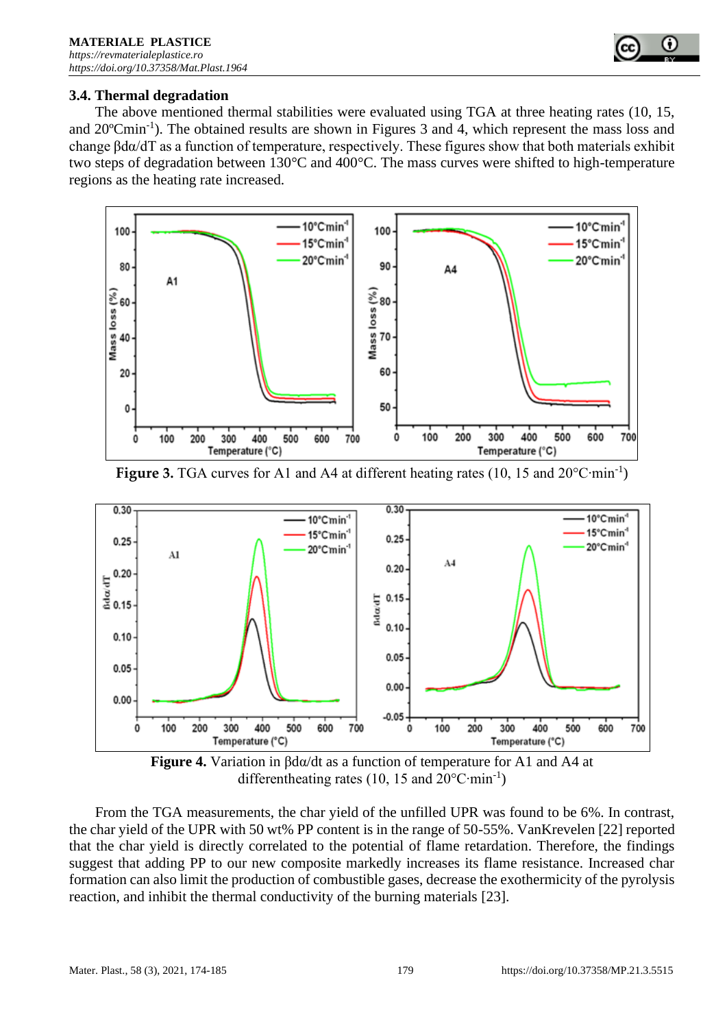### 3.4. Thermal degradation

The above mentioned thermal stabilities were evaluated using TGA at three heating rates (10, 15, and 20ºCmin$^{-1}$). The obtained results are shown in Figures 3 and 4, which represent the mass loss and change $\beta d\alpha/dT$ as a function of temperature, respectively. These figures show that both materials exhibit two steps of degradation between 130°C and 400°C. The mass curves were shifted to high-temperature regions as the heating rate increased.

**Figure 3.** TGA curves for A1 and A4 at different heating rates (10, 15 and 20°C·min$^{-1}$)

**Figure 4.** Variation in $\beta d\alpha/dt$ as a function of temperature for A1 and A4 at differentheating rates (10, 15 and 20°C·min$^{-1}$)

From the TGA measurements, the char yield of the unfilled UPR was found to be 6%. In contrast, the char yield of the UPR with 50 wt% PP content is in the range of 50-55%. VanKrevelen [22] reported that the char yield is directly correlated to the potential of flame retardation. Therefore, the findings suggest that adding PP to our new composite markedly increases its flame resistance. Increased char formation can also limit the production of combustible gases, decrease the exothermicity of the pyrolysis reaction, and inhibit the thermal conductivity of the burning materials [23].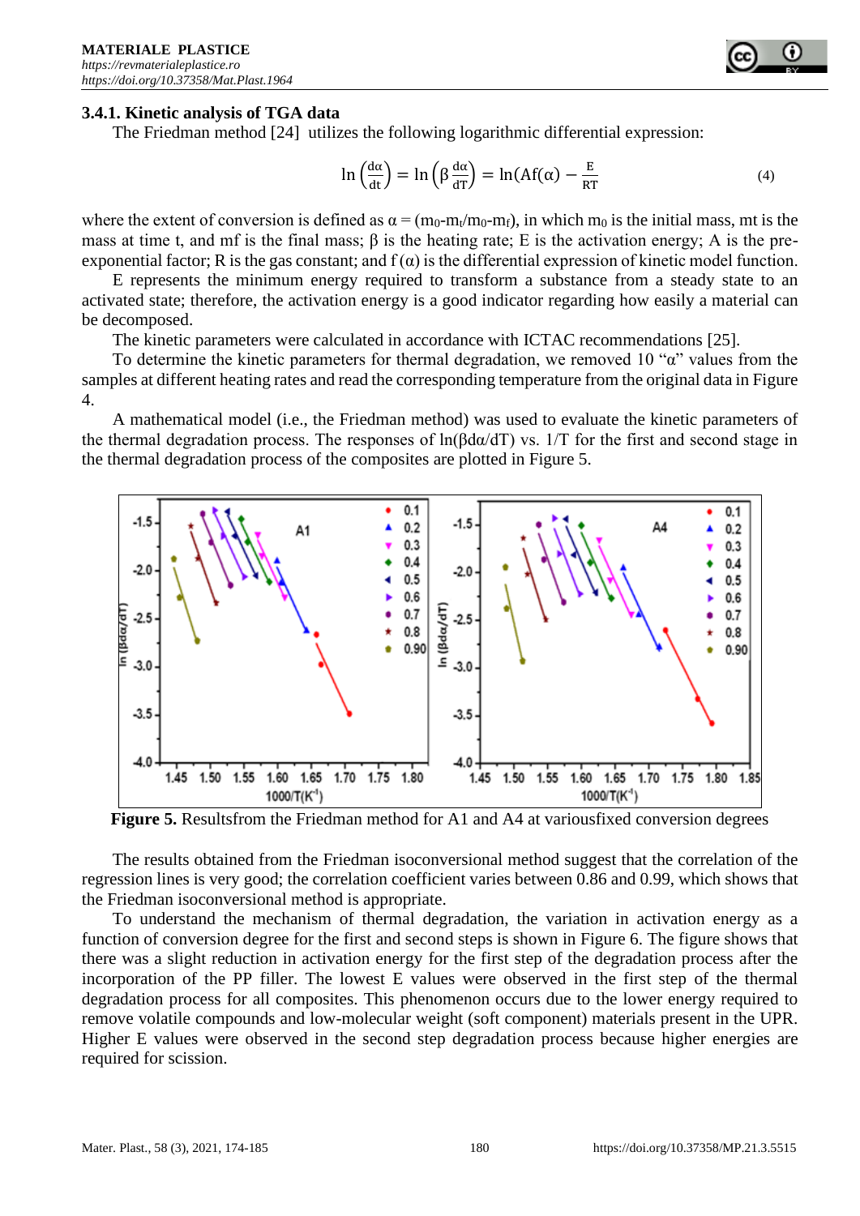### 3.4.1. Kinetic analysis of TGA data

The Friedman method [24] utilizes the following logarithmic differential expression:

$$\ln\left(\frac{d\alpha}{dt}\right) = \ln\left(\beta\frac{d\alpha}{dT}\right) = \ln(Af(\alpha)) - \frac{E}{RT} \tag{4}$$

where the extent of conversion is defined as $\alpha = (m_0\text{-}m_t/m_0\text{-}m_f)$, in which $m_0$ is the initial mass, mt is the mass at time t, and mf is the final mass; β is the heating rate; E is the activation energy; A is the pre-exponential factor; R is the gas constant; and f (α) is the differential expression of kinetic model function.

E represents the minimum energy required to transform a substance from a steady state to an activated state; therefore, the activation energy is a good indicator regarding how easily a material can be decomposed.

The kinetic parameters were calculated in accordance with ICTAC recommendations [25].

To determine the kinetic parameters for thermal degradation, we removed 10 "α" values from the samples at different heating rates and read the corresponding temperature from the original data in Figure 4.

A mathematical model (i.e., the Friedman method) was used to evaluate the kinetic parameters of the thermal degradation process. The responses of ln(βdα/dT) vs. 1/T for the first and second stage in the thermal degradation process of the composites are plotted in Figure 5.

**Figure 5.** Resultsfrom the Friedman method for A1 and A4 at variousfixed conversion degrees

The results obtained from the Friedman isoconversional method suggest that the correlation of the regression lines is very good; the correlation coefficient varies between 0.86 and 0.99, which shows that the Friedman isoconversional method is appropriate.

To understand the mechanism of thermal degradation, the variation in activation energy as a function of conversion degree for the first and second steps is shown in Figure 6. The figure shows that there was a slight reduction in activation energy for the first step of the degradation process after the incorporation of the PP filler. The lowest E values were observed in the first step of the thermal degradation process for all composites. This phenomenon occurs due to the lower energy required to remove volatile compounds and low-molecular weight (soft component) materials present in the UPR. Higher E values were observed in the second step degradation process because higher energies are required for scission.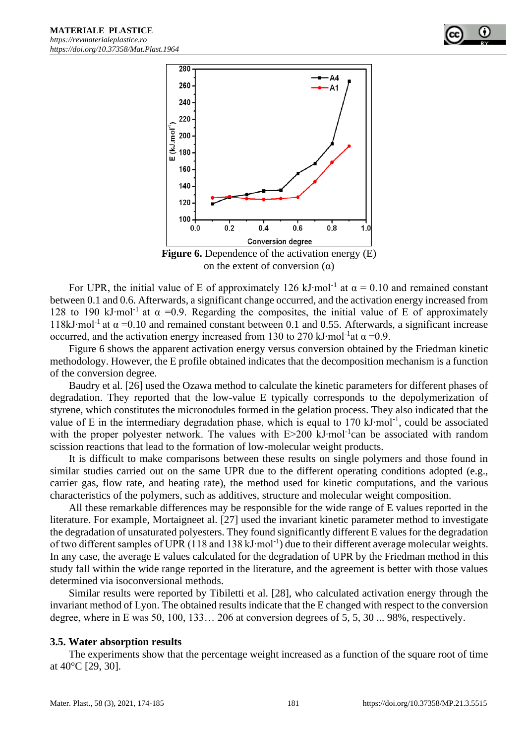**Figure 6.** Dependence of the activation energy (E) on the extent of conversion (α)

For UPR, the initial value of E of approximately 126 kJ·mol$^{-1}$ at $\alpha$ = 0.10 and remained constant between 0.1 and 0.6. Afterwards, a significant change occurred, and the activation energy increased from 128 to 190 kJ·mol$^{-1}$ at $\alpha$ =0.9. Regarding the composites, the initial value of E of approximately 118kJ·mol$^{-1}$ at $\alpha$ =0.10 and remained constant between 0.1 and 0.55. Afterwards, a significant increase occurred, and the activation energy increased from 130 to 270 kJ·mol$^{-1}$at $\alpha$ =0.9.

Figure 6 shows the apparent activation energy versus conversion obtained by the Friedman kinetic methodology. However, the E profile obtained indicates that the decomposition mechanism is a function of the conversion degree.

Baudry et al. [26] used the Ozawa method to calculate the kinetic parameters for different phases of degradation. They reported that the low-value E typically corresponds to the depolymerization of styrene, which constitutes the micronodules formed in the gelation process. They also indicated that the value of E in the intermediary degradation phase, which is equal to 170 kJ·mol$^{-1}$, could be associated with the proper polyester network. The values with E>200 kJ·mol$^{-1}$can be associated with random scission reactions that lead to the formation of low-molecular weight products.

It is difficult to make comparisons between these results on single polymers and those found in similar studies carried out on the same UPR due to the different operating conditions adopted (e.g., carrier gas, flow rate, and heating rate), the method used for kinetic computations, and the various characteristics of the polymers, such as additives, structure and molecular weight composition.

All these remarkable differences may be responsible for the wide range of E values reported in the literature. For example, Mortaigneet al. [27] used the invariant kinetic parameter method to investigate the degradation of unsaturated polyesters. They found significantly different E values for the degradation of two different samples of UPR (118 and 138 kJ·mol$^{-1}$) due to their different average molecular weights. In any case, the average E values calculated for the degradation of UPR by the Friedman method in this study fall within the wide range reported in the literature, and the agreement is better with those values determined via isoconversional methods.

Similar results were reported by Tibiletti et al. [28], who calculated activation energy through the invariant method of Lyon. The obtained results indicate that the E changed with respect to the conversion degree, where in E was 50, 100, 133… 206 at conversion degrees of 5, 5, 30 ... 98%, respectively.

### 3.5. Water absorption results

The experiments show that the percentage weight increased as a function of the square root of time at 40°C [29, 30].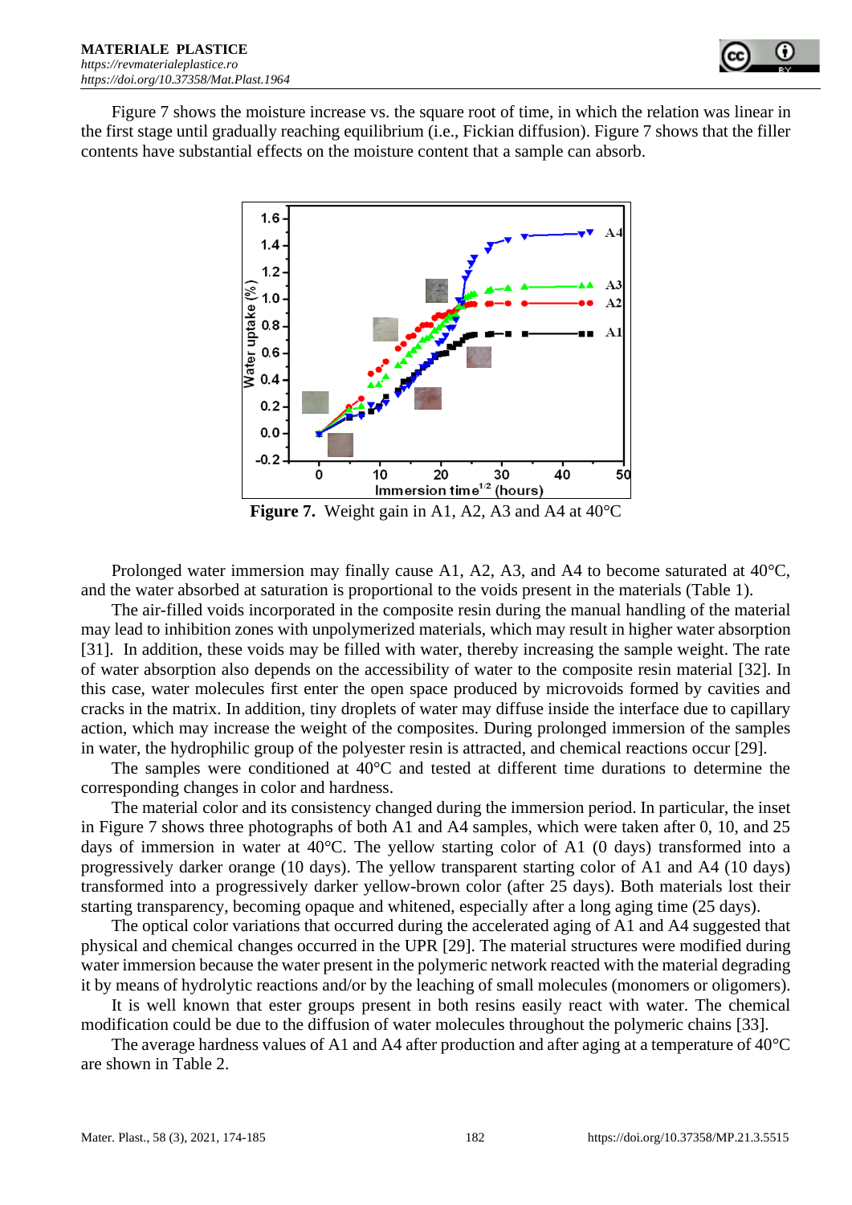Figure 7 shows the moisture increase vs. the square root of time, in which the relation was linear in the first stage until gradually reaching equilibrium (i.e., Fickian diffusion). Figure 7 shows that the filler contents have substantial effects on the moisture content that a sample can absorb.

**Figure 7.** Weight gain in A1, A2, A3 and A4 at 40°C

Prolonged water immersion may finally cause A1, A2, A3, and A4 to become saturated at 40°C, and the water absorbed at saturation is proportional to the voids present in the materials (Table 1).

The air-filled voids incorporated in the composite resin during the manual handling of the material may lead to inhibition zones with unpolymerized materials, which may result in higher water absorption [31]. In addition, these voids may be filled with water, thereby increasing the sample weight. The rate of water absorption also depends on the accessibility of water to the composite resin material [32]. In this case, water molecules first enter the open space produced by microvoids formed by cavities and cracks in the matrix. In addition, tiny droplets of water may diffuse inside the interface due to capillary action, which may increase the weight of the composites. During prolonged immersion of the samples in water, the hydrophilic group of the polyester resin is attracted, and chemical reactions occur [29].

The samples were conditioned at 40°C and tested at different time durations to determine the corresponding changes in color and hardness.

The material color and its consistency changed during the immersion period. In particular, the inset in Figure 7 shows three photographs of both A1 and A4 samples, which were taken after 0, 10, and 25 days of immersion in water at 40°C. The yellow starting color of A1 (0 days) transformed into a progressively darker orange (10 days). The yellow transparent starting color of A1 and A4 (10 days) transformed into a progressively darker yellow-brown color (after 25 days). Both materials lost their starting transparency, becoming opaque and whitened, especially after a long aging time (25 days).

The optical color variations that occurred during the accelerated aging of A1 and A4 suggested that physical and chemical changes occurred in the UPR [29]. The material structures were modified during water immersion because the water present in the polymeric network reacted with the material degrading it by means of hydrolytic reactions and/or by the leaching of small molecules (monomers or oligomers).

It is well known that ester groups present in both resins easily react with water. The chemical modification could be due to the diffusion of water molecules throughout the polymeric chains [33].

The average hardness values of A1 and A4 after production and after aging at a temperature of 40°C are shown in Table 2.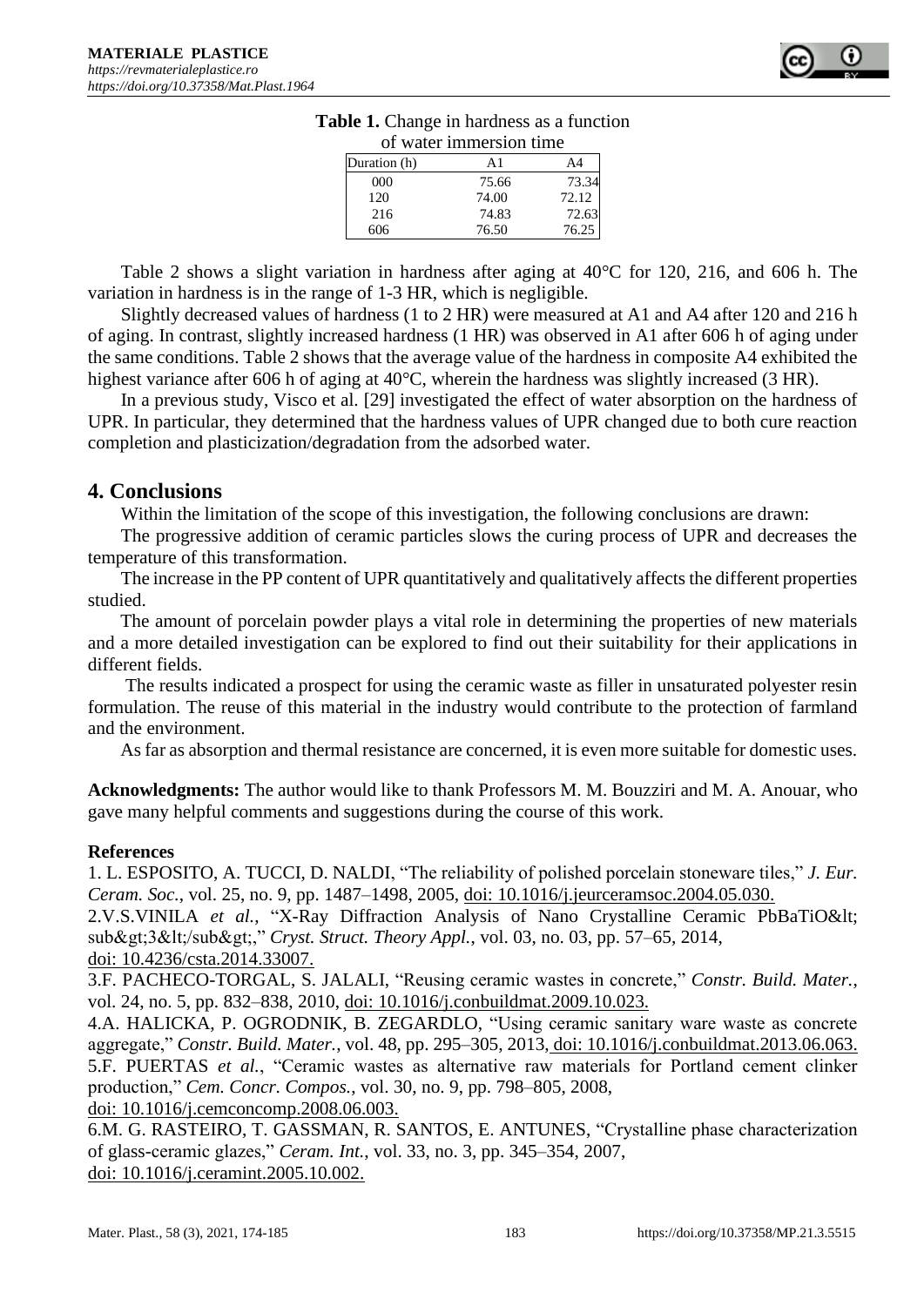**Table 1.** Change in hardness as a function of water immersion time

| Duration (h) | A1 | A4 |
|---|---|---|
| 000 | 75.66 | 73.34 |
| 120 | 74.00 | 72.12 |
| 216 | 74.83 | 72.63 |
| 606 | 76.50 | 76.25 |

Table 2 shows a slight variation in hardness after aging at 40°C for 120, 216, and 606 h. The variation in hardness is in the range of 1-3 HR, which is negligible.

Slightly decreased values of hardness (1 to 2 HR) were measured at A1 and A4 after 120 and 216 h of aging. In contrast, slightly increased hardness (1 HR) was observed in A1 after 606 h of aging under the same conditions. Table 2 shows that the average value of the hardness in composite A4 exhibited the highest variance after 606 h of aging at 40°C, wherein the hardness was slightly increased (3 HR).

In a previous study, Visco et al. [29] investigated the effect of water absorption on the hardness of UPR. In particular, they determined that the hardness values of UPR changed due to both cure reaction completion and plasticization/degradation from the adsorbed water.

## 4. Conclusions

Within the limitation of the scope of this investigation, the following conclusions are drawn:

The progressive addition of ceramic particles slows the curing process of UPR and decreases the temperature of this transformation.

The increase in the PP content of UPR quantitatively and qualitatively affects the different properties studied.

The amount of porcelain powder plays a vital role in determining the properties of new materials and a more detailed investigation can be explored to find out their suitability for their applications in different fields.

The results indicated a prospect for using the ceramic waste as filler in unsaturated polyester resin formulation. The reuse of this material in the industry would contribute to the protection of farmland and the environment.

As far as absorption and thermal resistance are concerned, it is even more suitable for domestic uses.

**Acknowledgments:** The author would like to thank Professors M. M. Bouzziri and M. A. Anouar, who gave many helpful comments and suggestions during the course of this work.

**References**

1. L. ESPOSITO, A. TUCCI, D. NALDI, "The reliability of polished porcelain stoneware tiles," *J. Eur. Ceram. Soc.*, vol. 25, no. 9, pp. 1487–1498, 2005, doi: 10.1016/j.jeurceramsoc.2004.05.030.
2. V.S.VINILA *et al.*, "X-Ray Diffraction Analysis of Nano Crystalline Ceramic PbBaTiO&lt; sub&gt;3&lt;/sub&gt;," *Cryst. Struct. Theory Appl.*, vol. 03, no. 03, pp. 57–65, 2014, doi: 10.4236/csta.2014.33007.
3. F. PACHECO-TORGAL, S. JALALI, "Reusing ceramic wastes in concrete," *Constr. Build. Mater.*, vol. 24, no. 5, pp. 832–838, 2010, doi: 10.1016/j.conbuildmat.2009.10.023.
4. A. HALICKA, P. OGRODNIK, B. ZEGARDLO, "Using ceramic sanitary ware waste as concrete aggregate," *Constr. Build. Mater.*, vol. 48, pp. 295–305, 2013, doi: 10.1016/j.conbuildmat.2013.06.063.
5. F. PUERTAS *et al.*, "Ceramic wastes as alternative raw materials for Portland cement clinker production," *Cem. Concr. Compos.*, vol. 30, no. 9, pp. 798–805, 2008, doi: 10.1016/j.cemconcomp.2008.06.003.
6. M. G. RASTEIRO, T. GASSMAN, R. SANTOS, E. ANTUNES, "Crystalline phase characterization of glass-ceramic glazes," *Ceram. Int.*, vol. 33, no. 3, pp. 345–354, 2007, doi: 10.1016/j.ceramint.2005.10.002.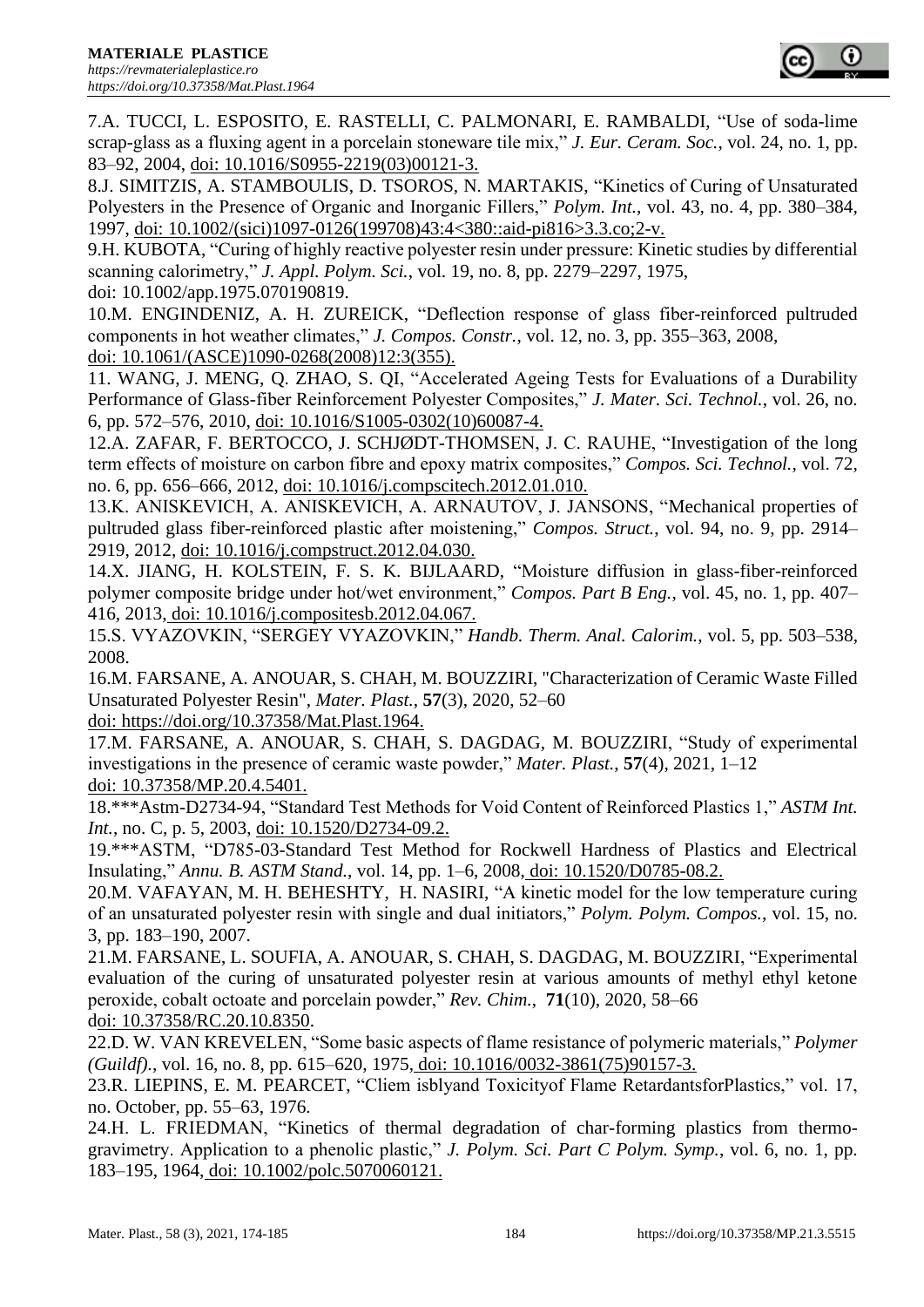7.A. TUCCI, L. ESPOSITO, E. RASTELLI, C. PALMONARI, E. RAMBALDI, "Use of soda-lime scrap-glass as a fluxing agent in a porcelain stoneware tile mix," *J. Eur. Ceram. Soc.*, vol. 24, no. 1, pp. 83–92, 2004, doi: 10.1016/S0955-2219(03)00121-3.

8.J. SIMITZIS, A. STAMBOULIS, D. TSOROS, N. MARTAKIS, "Kinetics of Curing of Unsaturated Polyesters in the Presence of Organic and Inorganic Fillers," *Polym. Int.*, vol. 43, no. 4, pp. 380–384, 1997, doi: 10.1002/(sici)1097-0126(199708)43:4<380::aid-pi816>3.3.co;2-v.

9.H. KUBOTA, "Curing of highly reactive polyester resin under pressure: Kinetic studies by differential scanning calorimetry," *J. Appl. Polym. Sci.*, vol. 19, no. 8, pp. 2279–2297, 1975, doi: 10.1002/app.1975.070190819.

10.M. ENGINDENIZ, A. H. ZUREICK, "Deflection response of glass fiber-reinforced pultruded components in hot weather climates," *J. Compos. Constr.*, vol. 12, no. 3, pp. 355–363, 2008, doi: 10.1061/(ASCE)1090-0268(2008)12:3(355).

11. WANG, J. MENG, Q. ZHAO, S. QI, "Accelerated Ageing Tests for Evaluations of a Durability Performance of Glass-fiber Reinforcement Polyester Composites," *J. Mater. Sci. Technol.*, vol. 26, no. 6, pp. 572–576, 2010, doi: 10.1016/S1005-0302(10)60087-4.

12.A. ZAFAR, F. BERTOCCO, J. SCHJØDT-THOMSEN, J. C. RAUHE, "Investigation of the long term effects of moisture on carbon fibre and epoxy matrix composites," *Compos. Sci. Technol.*, vol. 72, no. 6, pp. 656–666, 2012, doi: 10.1016/j.compscitech.2012.01.010.

13.K. ANISKEVICH, A. ANISKEVICH, A. ARNAUTOV, J. JANSONS, "Mechanical properties of pultruded glass fiber-reinforced plastic after moistening," *Compos. Struct.*, vol. 94, no. 9, pp. 2914–2919, 2012, doi: 10.1016/j.compstruct.2012.04.030.

14.X. JIANG, H. KOLSTEIN, F. S. K. BIJLAARD, "Moisture diffusion in glass-fiber-reinforced polymer composite bridge under hot/wet environment," *Compos. Part B Eng.*, vol. 45, no. 1, pp. 407–416, 2013, doi: 10.1016/j.compositesb.2012.04.067.

15.S. VYAZOVKIN, "SERGEY VYAZOVKIN," *Handb. Therm. Anal. Calorim.*, vol. 5, pp. 503–538, 2008.

16.M. FARSANE, A. ANOUAR, S. CHAH, M. BOUZZIRI, "Characterization of Ceramic Waste Filled Unsaturated Polyester Resin", *Mater. Plast.*, **57**(3), 2020, 52–60 doi: https://doi.org/10.37358/Mat.Plast.1964.

17.M. FARSANE, A. ANOUAR, S. CHAH, S. DAGDAG, M. BOUZZIRI, "Study of experimental investigations in the presence of ceramic waste powder," *Mater. Plast.*, **57**(4), 2021, 1–12 doi: 10.37358/MP.20.4.5401.

18.***Astm-D2734-94, "Standard Test Methods for Void Content of Reinforced Plastics 1," *ASTM Int. Int.*, no. C, p. 5, 2003, doi: 10.1520/D2734-09.2.

19.***ASTM, "D785-03-Standard Test Method for Rockwell Hardness of Plastics and Electrical Insulating," *Annu. B. ASTM Stand.*, vol. 14, pp. 1–6, 2008, doi: 10.1520/D0785-08.2.

20.M. VAFAYAN, M. H. BEHESHTY, H. NASIRI, "A kinetic model for the low temperature curing of an unsaturated polyester resin with single and dual initiators," *Polym. Polym. Compos.*, vol. 15, no. 3, pp. 183–190, 2007.

21.M. FARSANE, L. SOUFIA, A. ANOUAR, S. CHAH, S. DAGDAG, M. BOUZZIRI, "Experimental evaluation of the curing of unsaturated polyester resin at various amounts of methyl ethyl ketone peroxide, cobalt octoate and porcelain powder," *Rev. Chim.*, **71**(10), 2020, 58–66 doi: 10.37358/RC.20.10.8350.

22.D. W. VAN KREVELEN, "Some basic aspects of flame resistance of polymeric materials," *Polymer (Guildf).*, vol. 16, no. 8, pp. 615–620, 1975, doi: 10.1016/0032-3861(75)90157-3.

23.R. LIEPINS, E. M. PEARCET, "Cliem isblyand Toxicityof Flame RetardantsforPlastics," vol. 17, no. October, pp. 55–63, 1976.

24.H. L. FRIEDMAN, "Kinetics of thermal degradation of char-forming plastics from thermo-gravimetry. Application to a phenolic plastic," *J. Polym. Sci. Part C Polym. Symp.*, vol. 6, no. 1, pp. 183–195, 1964, doi: 10.1002/polc.5070060121.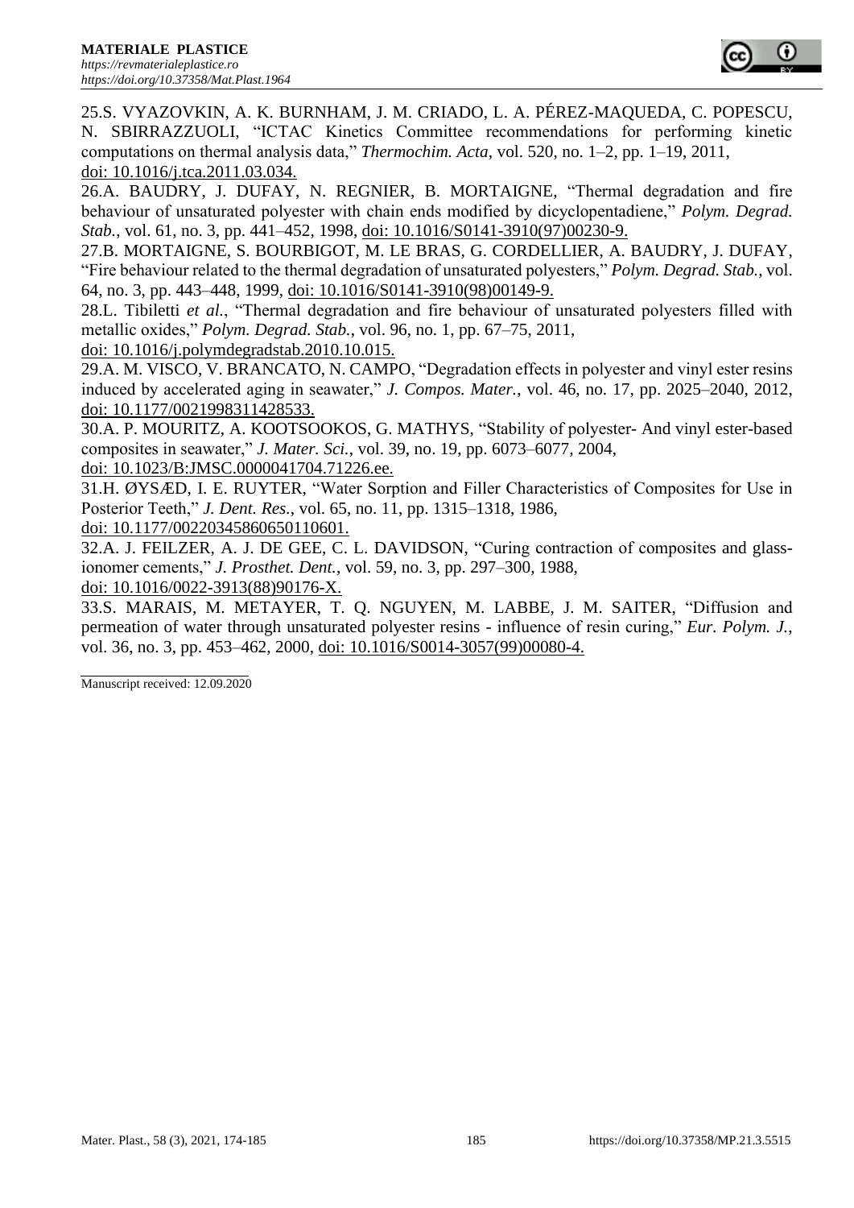25.S. VYAZOVKIN, A. K. BURNHAM, J. M. CRIADO, L. A. PÉREZ-MAQUEDA, C. POPESCU, N. SBIRRAZZUOLI, "ICTAC Kinetics Committee recommendations for performing kinetic computations on thermal analysis data," *Thermochim. Acta*, vol. 520, no. 1–2, pp. 1–19, 2011, doi: 10.1016/j.tca.2011.03.034.

26.A. BAUDRY, J. DUFAY, N. REGNIER, B. MORTAIGNE, "Thermal degradation and fire behaviour of unsaturated polyester with chain ends modified by dicyclopentadiene," *Polym. Degrad. Stab.*, vol. 61, no. 3, pp. 441–452, 1998, doi: 10.1016/S0141-3910(97)00230-9.

27.B. MORTAIGNE, S. BOURBIGOT, M. LE BRAS, G. CORDELLIER, A. BAUDRY, J. DUFAY, "Fire behaviour related to the thermal degradation of unsaturated polyesters," *Polym. Degrad. Stab.*, vol. 64, no. 3, pp. 443–448, 1999, doi: 10.1016/S0141-3910(98)00149-9.

28.L. Tibiletti *et al.*, "Thermal degradation and fire behaviour of unsaturated polyesters filled with metallic oxides," *Polym. Degrad. Stab.*, vol. 96, no. 1, pp. 67–75, 2011, doi: 10.1016/j.polymdegradstab.2010.10.015.

29.A. M. VISCO, V. BRANCATO, N. CAMPO, "Degradation effects in polyester and vinyl ester resins induced by accelerated aging in seawater," *J. Compos. Mater.*, vol. 46, no. 17, pp. 2025–2040, 2012, doi: 10.1177/0021998311428533.

30.A. P. MOURITZ, A. KOOTSOOKOS, G. MATHYS, "Stability of polyester- And vinyl ester-based composites in seawater," *J. Mater. Sci.*, vol. 39, no. 19, pp. 6073–6077, 2004, doi: 10.1023/B:JMSC.0000041704.71226.ee.

31.H. ØYSÆD, I. E. RUYTER, "Water Sorption and Filler Characteristics of Composites for Use in Posterior Teeth," *J. Dent. Res.*, vol. 65, no. 11, pp. 1315–1318, 1986, doi: 10.1177/00220345860650110601.

32.A. J. FEILZER, A. J. DE GEE, C. L. DAVIDSON, "Curing contraction of composites and glass-ionomer cements," *J. Prosthet. Dent.*, vol. 59, no. 3, pp. 297–300, 1988, doi: 10.1016/0022-3913(88)90176-X.

33.S. MARAIS, M. METAYER, T. Q. NGUYEN, M. LABBE, J. M. SAITER, "Diffusion and permeation of water through unsaturated polyester resins - influence of resin curing," *Eur. Polym. J.*, vol. 36, no. 3, pp. 453–462, 2000, doi: 10.1016/S0014-3057(99)00080-4.

Manuscript received: 12.09.2020